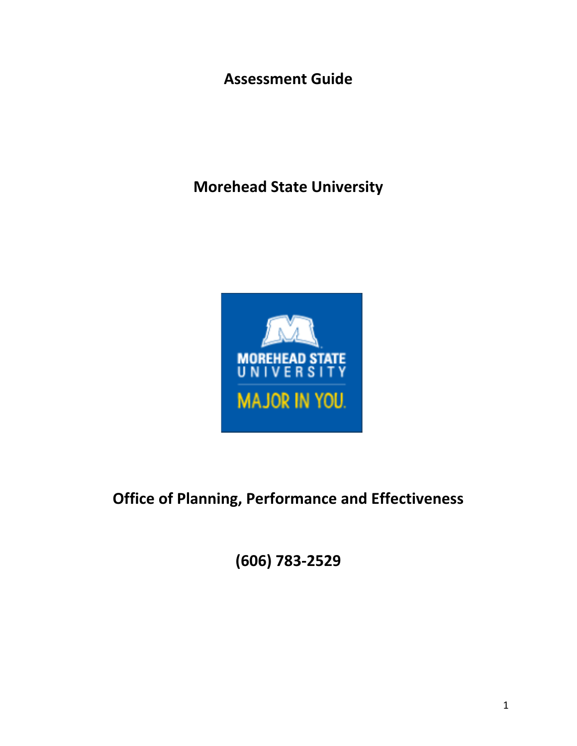# Assessment Guide

## Morehead State University

## Office of Planning, Performance and Effectiveness

## (606) 783-2529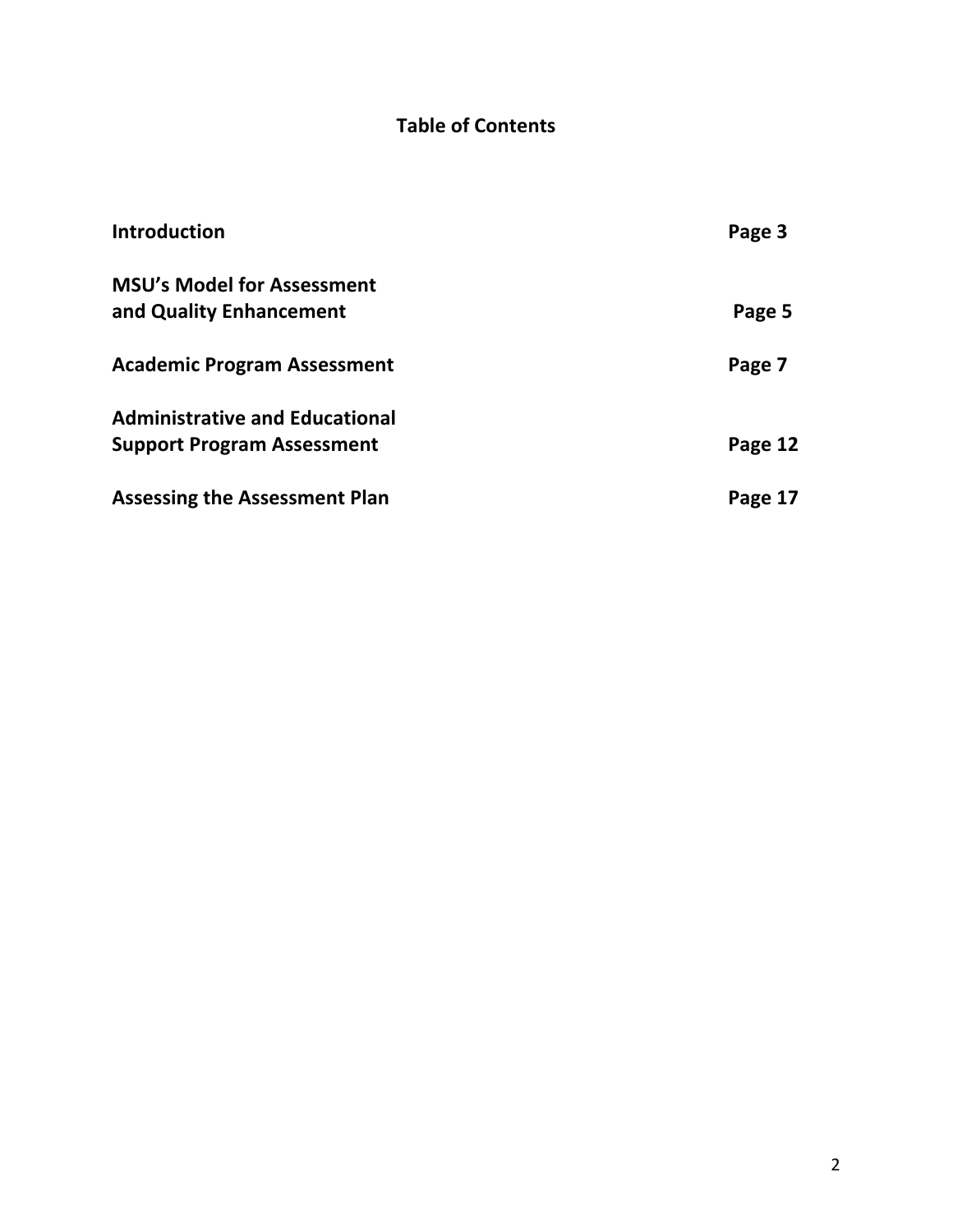# Table of Contents

| | |
|---|---|
| **Introduction** | **Page 3** |
| **MSU's Model for Assessment and Quality Enhancement** | **Page 5** |
| **Academic Program Assessment** | **Page 7** |
| **Administrative and Educational Support Program Assessment** | **Page 12** |
| **Assessing the Assessment Plan** | **Page 17** |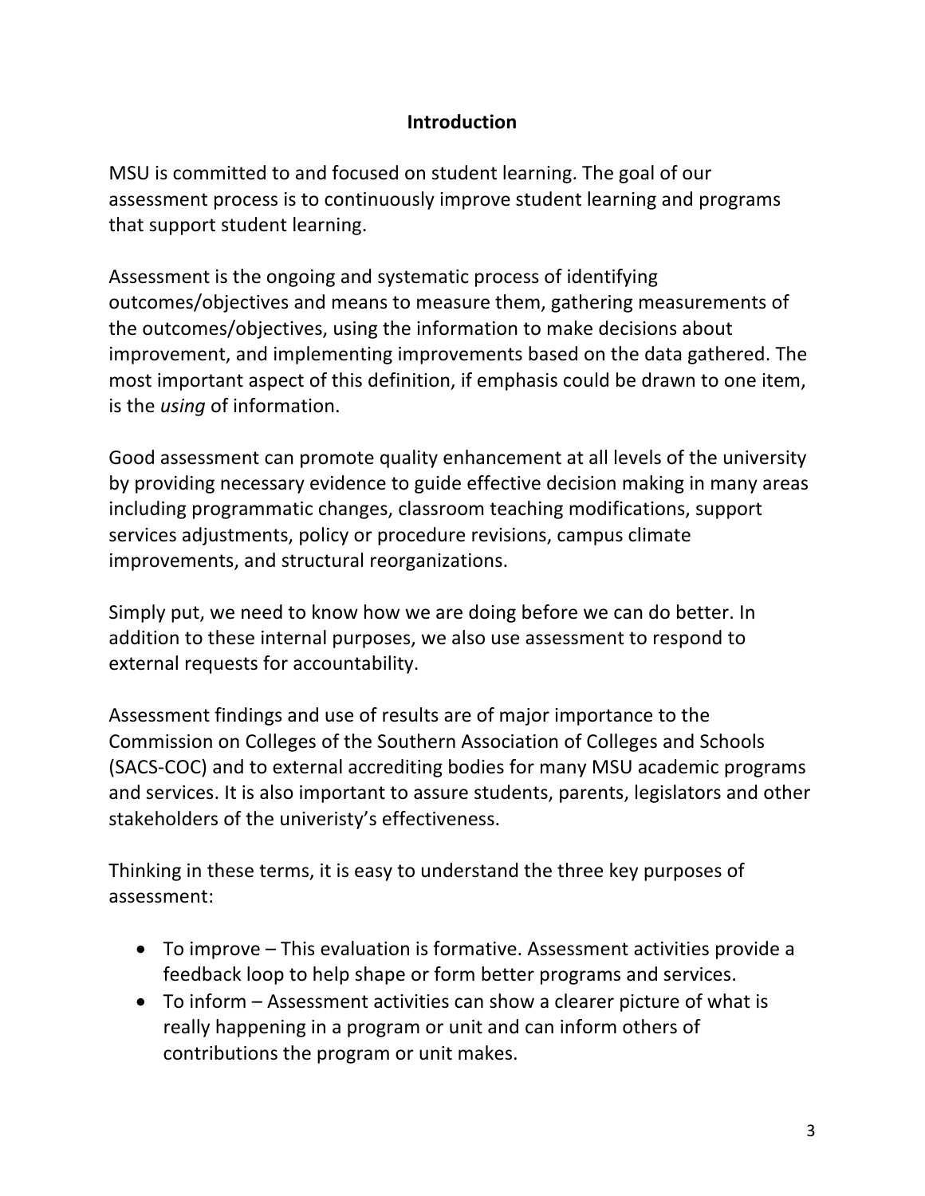## Introduction

MSU is committed to and focused on student learning. The goal of our assessment process is to continuously improve student learning and programs that support student learning.

Assessment is the ongoing and systematic process of identifying outcomes/objectives and means to measure them, gathering measurements of the outcomes/objectives, using the information to make decisions about improvement, and implementing improvements based on the data gathered. The most important aspect of this definition, if emphasis could be drawn to one item, is the *using* of information.

Good assessment can promote quality enhancement at all levels of the university by providing necessary evidence to guide effective decision making in many areas including programmatic changes, classroom teaching modifications, support services adjustments, policy or procedure revisions, campus climate improvements, and structural reorganizations.

Simply put, we need to know how we are doing before we can do better. In addition to these internal purposes, we also use assessment to respond to external requests for accountability.

Assessment findings and use of results are of major importance to the Commission on Colleges of the Southern Association of Colleges and Schools (SACS-COC) and to external accrediting bodies for many MSU academic programs and services. It is also important to assure students, parents, legislators and other stakeholders of the univeristy's effectiveness.

Thinking in these terms, it is easy to understand the three key purposes of assessment:

- To improve – This evaluation is formative. Assessment activities provide a feedback loop to help shape or form better programs and services.
- To inform – Assessment activities can show a clearer picture of what is really happening in a program or unit and can inform others of contributions the program or unit makes.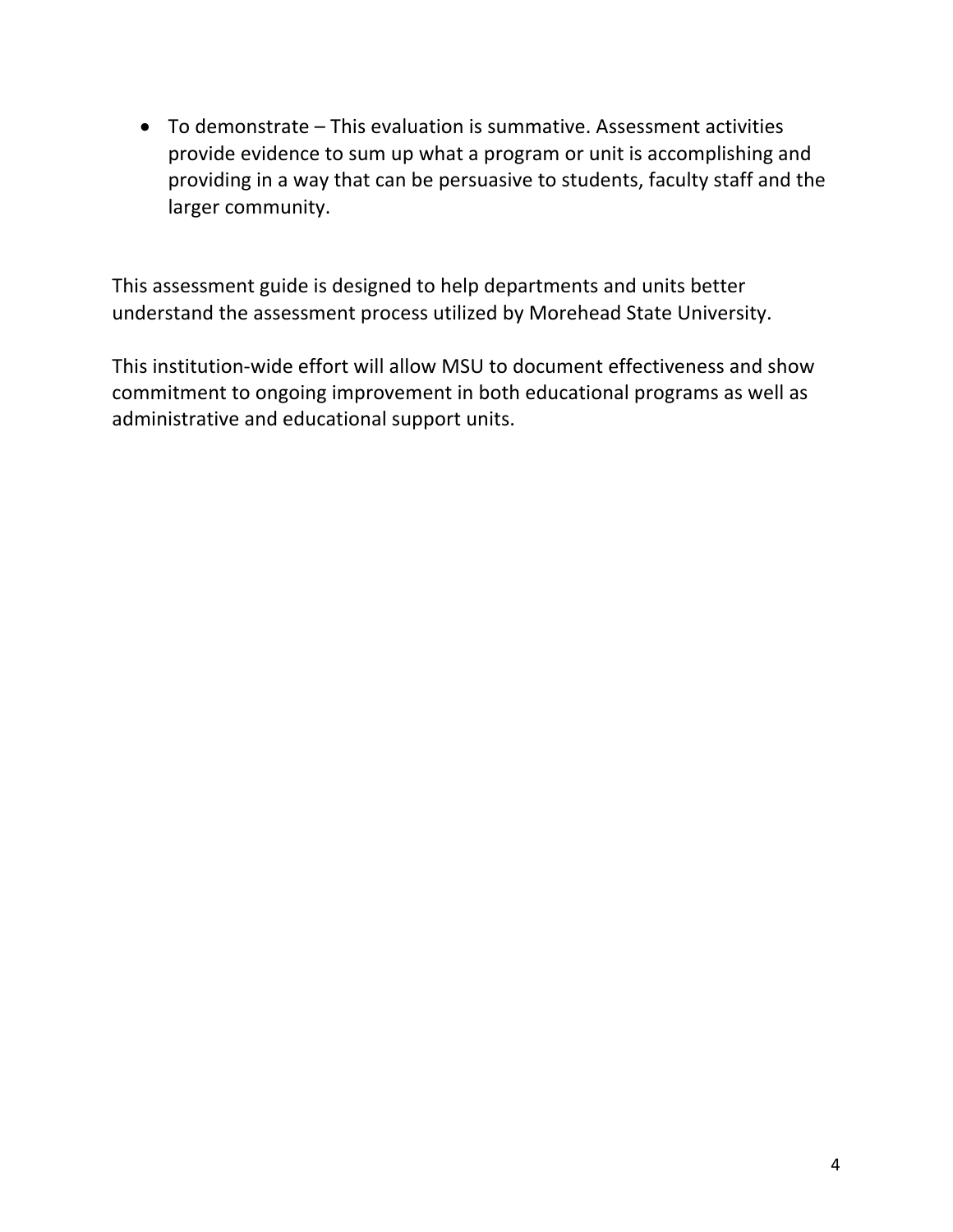- To demonstrate – This evaluation is summative. Assessment activities provide evidence to sum up what a program or unit is accomplishing and providing in a way that can be persuasive to students, faculty staff and the larger community.

This assessment guide is designed to help departments and units better understand the assessment process utilized by Morehead State University.

This institution-wide effort will allow MSU to document effectiveness and show commitment to ongoing improvement in both educational programs as well as administrative and educational support units.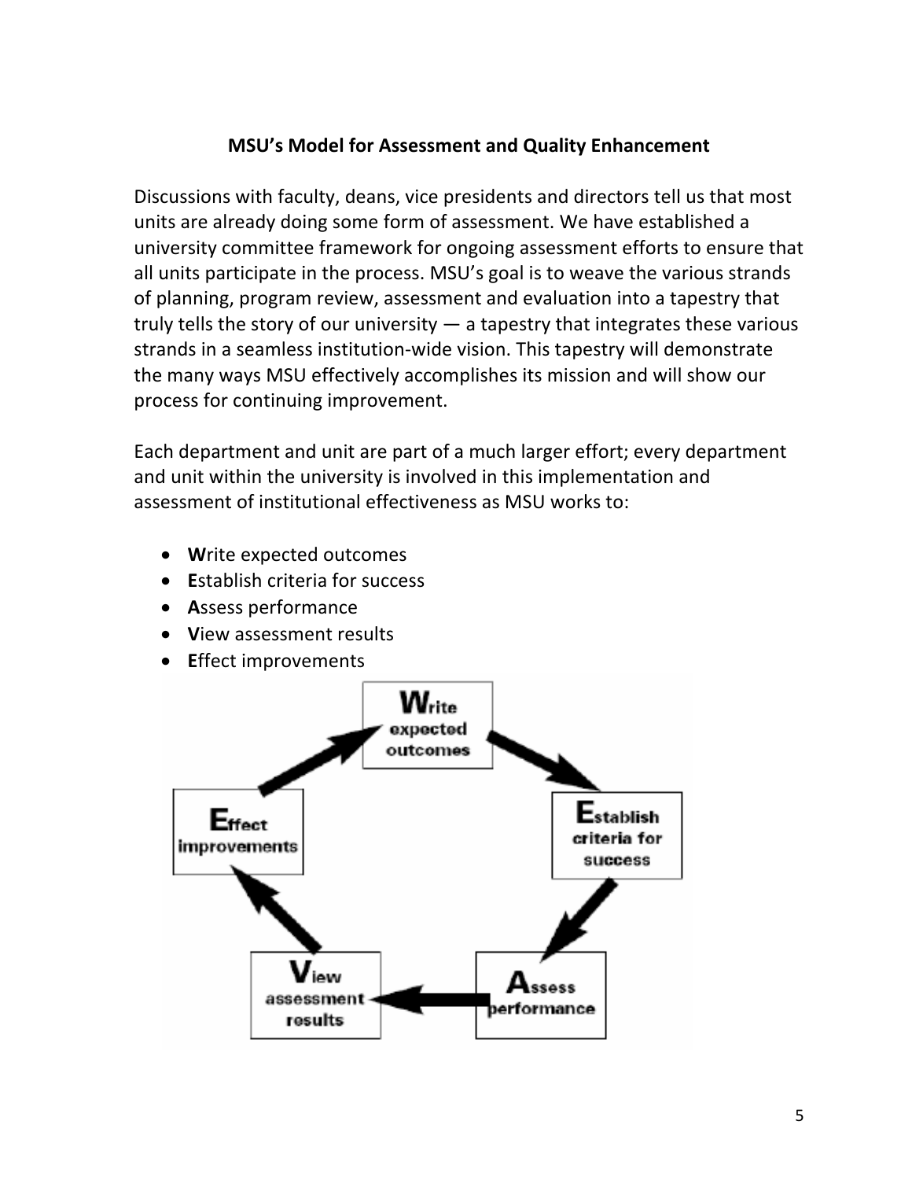## MSU's Model for Assessment and Quality Enhancement

Discussions with faculty, deans, vice presidents and directors tell us that most units are already doing some form of assessment. We have established a university committee framework for ongoing assessment efforts to ensure that all units participate in the process. MSU's goal is to weave the various strands of planning, program review, assessment and evaluation into a tapestry that truly tells the story of our university — a tapestry that integrates these various strands in a seamless institution-wide vision. This tapestry will demonstrate the many ways MSU effectively accomplishes its mission and will show our process for continuing improvement.

Each department and unit are part of a much larger effort; every department and unit within the university is involved in this implementation and assessment of institutional effectiveness as MSU works to:

- **W**rite expected outcomes
- **E**stablish criteria for success
- **A**ssess performance
- **V**iew assessment results
- **E**ffect improvements

Write expected outcomes → Establish criteria for success → Assess performance → View assessment results → Effect improvements → Write expected outcomes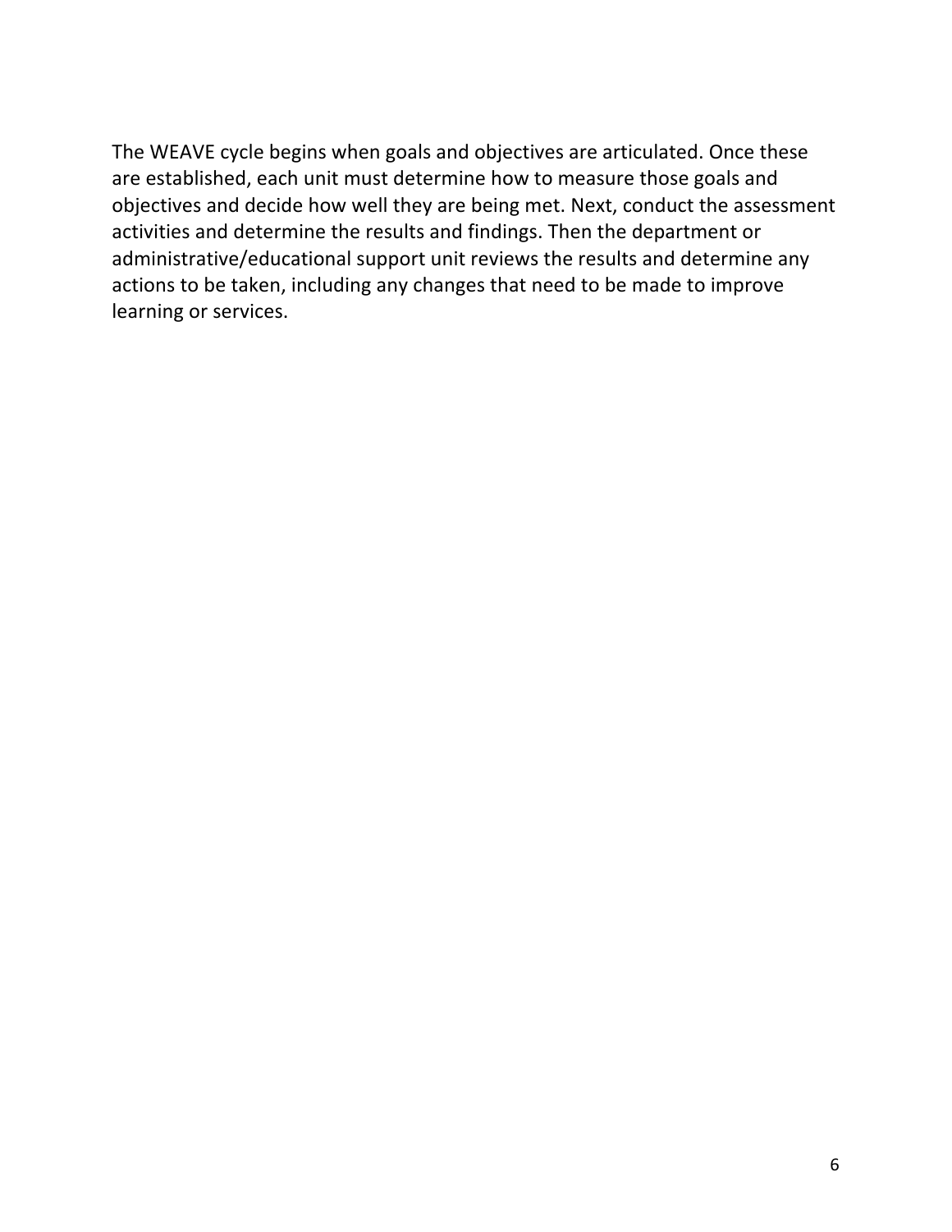The WEAVE cycle begins when goals and objectives are articulated. Once these are established, each unit must determine how to measure those goals and objectives and decide how well they are being met. Next, conduct the assessment activities and determine the results and findings. Then the department or administrative/educational support unit reviews the results and determine any actions to be taken, including any changes that need to be made to improve learning or services.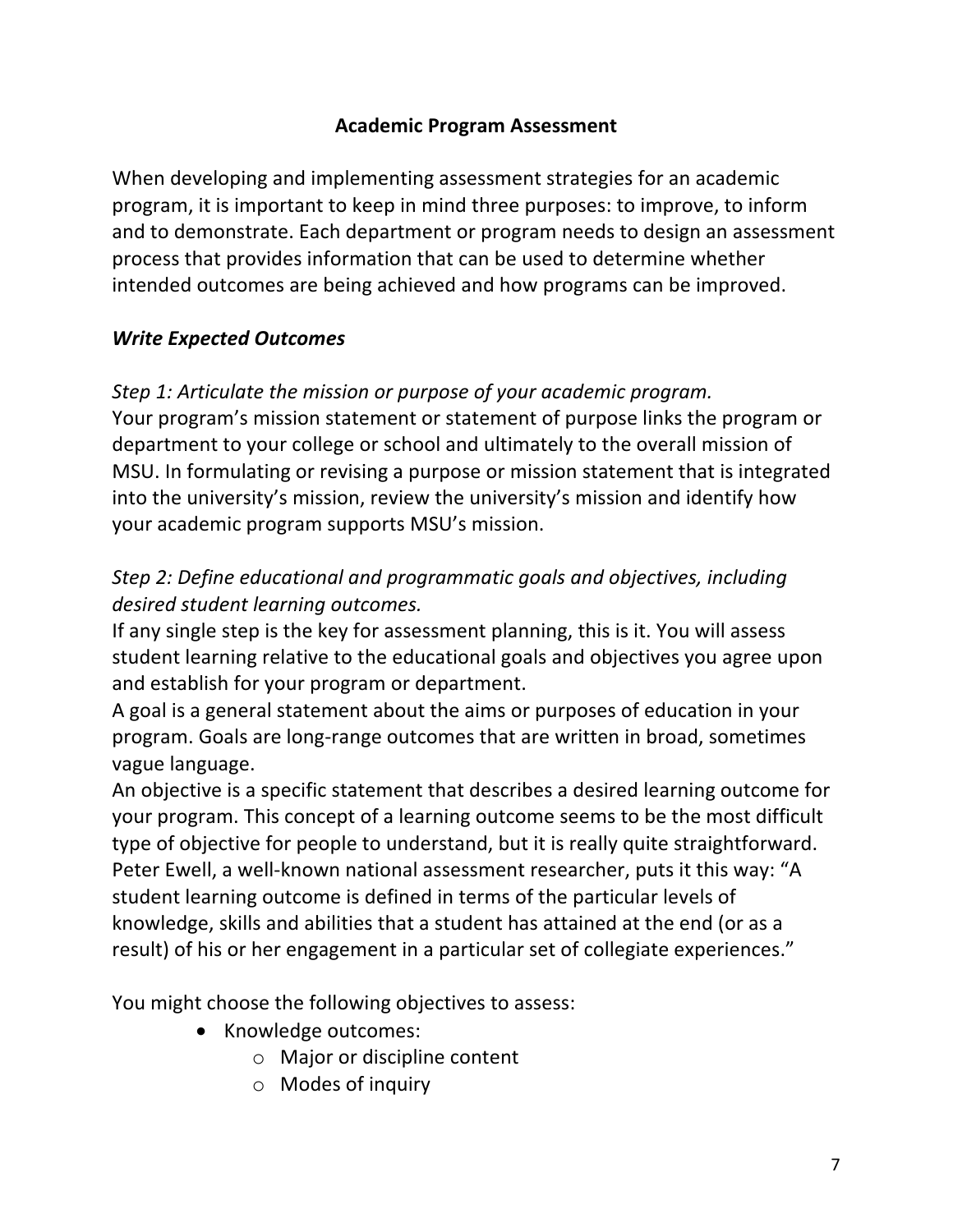## Academic Program Assessment

When developing and implementing assessment strategies for an academic program, it is important to keep in mind three purposes: to improve, to inform and to demonstrate. Each department or program needs to design an assessment process that provides information that can be used to determine whether intended outcomes are being achieved and how programs can be improved.

### *Write Expected Outcomes*

*Step 1: Articulate the mission or purpose of your academic program.*

Your program's mission statement or statement of purpose links the program or department to your college or school and ultimately to the overall mission of MSU. In formulating or revising a purpose or mission statement that is integrated into the university's mission, review the university's mission and identify how your academic program supports MSU's mission.

*Step 2: Define educational and programmatic goals and objectives, including desired student learning outcomes.*

If any single step is the key for assessment planning, this is it. You will assess student learning relative to the educational goals and objectives you agree upon and establish for your program or department.

A goal is a general statement about the aims or purposes of education in your program. Goals are long-range outcomes that are written in broad, sometimes vague language.

An objective is a specific statement that describes a desired learning outcome for your program. This concept of a learning outcome seems to be the most difficult type of objective for people to understand, but it is really quite straightforward. Peter Ewell, a well-known national assessment researcher, puts it this way: "A student learning outcome is defined in terms of the particular levels of knowledge, skills and abilities that a student has attained at the end (or as a result) of his or her engagement in a particular set of collegiate experiences."

You might choose the following objectives to assess:

- Knowledge outcomes:
  - Major or discipline content
  - Modes of inquiry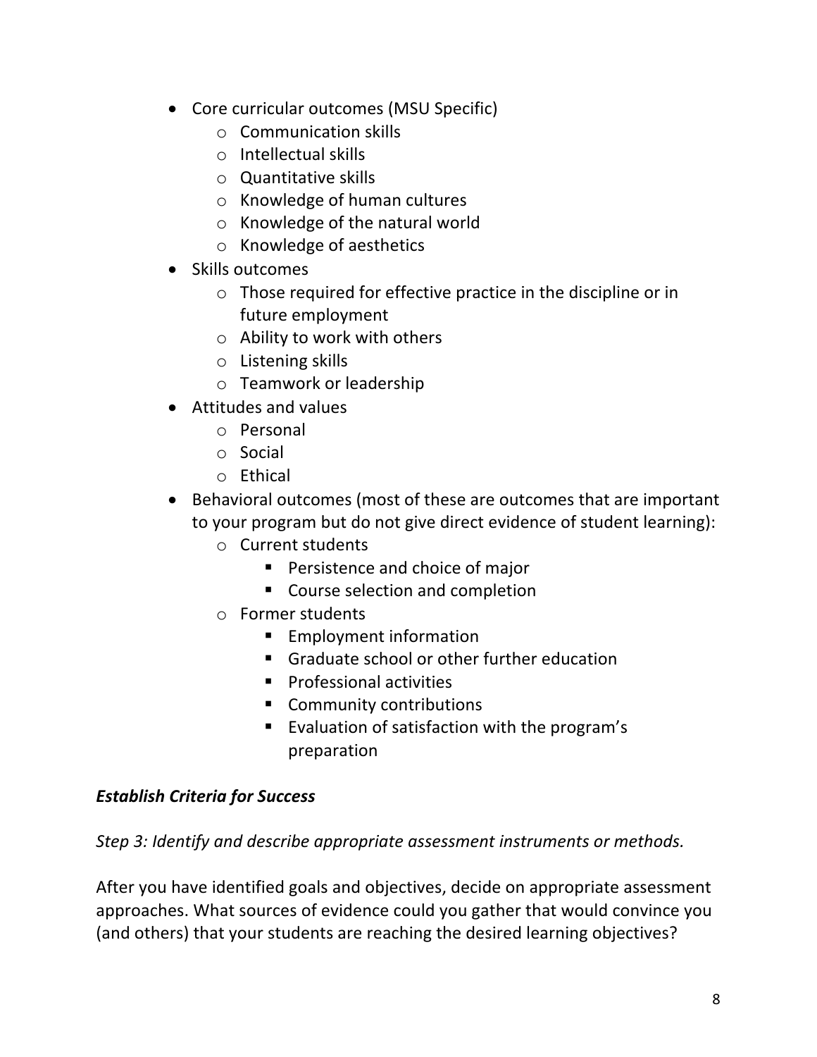- Core curricular outcomes (MSU Specific)
  - Communication skills
  - Intellectual skills
  - Quantitative skills
  - Knowledge of human cultures
  - Knowledge of the natural world
  - Knowledge of aesthetics
- Skills outcomes
  - Those required for effective practice in the discipline or in future employment
  - Ability to work with others
  - Listening skills
  - Teamwork or leadership
- Attitudes and values
  - Personal
  - Social
  - Ethical
- Behavioral outcomes (most of these are outcomes that are important to your program but do not give direct evidence of student learning):
  - Current students
    - Persistence and choice of major
    - Course selection and completion
  - Former students
    - Employment information
    - Graduate school or other further education
    - Professional activities
    - Community contributions
    - Evaluation of satisfaction with the program's preparation

***Establish Criteria for Success***

*Step 3: Identify and describe appropriate assessment instruments or methods.*

After you have identified goals and objectives, decide on appropriate assessment approaches. What sources of evidence could you gather that would convince you (and others) that your students are reaching the desired learning objectives?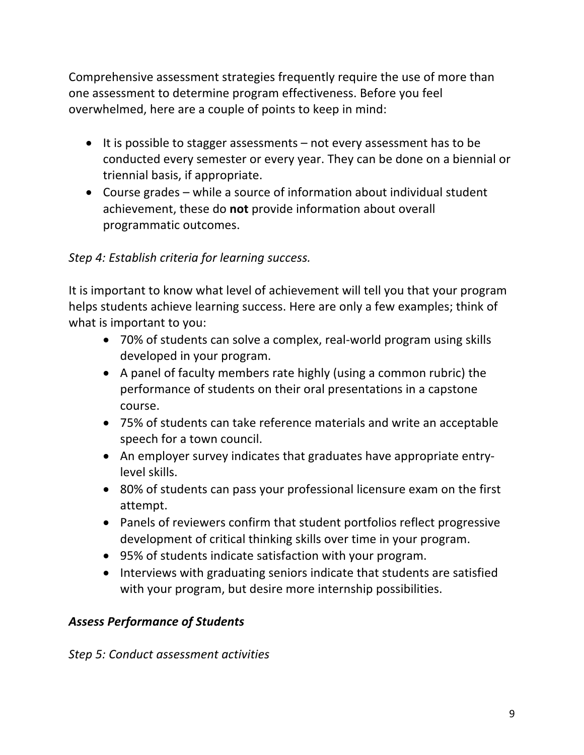Comprehensive assessment strategies frequently require the use of more than one assessment to determine program effectiveness. Before you feel overwhelmed, here are a couple of points to keep in mind:

- It is possible to stagger assessments – not every assessment has to be conducted every semester or every year. They can be done on a biennial or triennial basis, if appropriate.
- Course grades – while a source of information about individual student achievement, these do **not** provide information about overall programmatic outcomes.

*Step 4: Establish criteria for learning success.*

It is important to know what level of achievement will tell you that your program helps students achieve learning success. Here are only a few examples; think of what is important to you:

- 70% of students can solve a complex, real-world program using skills developed in your program.
- A panel of faculty members rate highly (using a common rubric) the performance of students on their oral presentations in a capstone course.
- 75% of students can take reference materials and write an acceptable speech for a town council.
- An employer survey indicates that graduates have appropriate entry-level skills.
- 80% of students can pass your professional licensure exam on the first attempt.
- Panels of reviewers confirm that student portfolios reflect progressive development of critical thinking skills over time in your program.
- 95% of students indicate satisfaction with your program.
- Interviews with graduating seniors indicate that students are satisfied with your program, but desire more internship possibilities.

***Assess Performance of Students***

*Step 5: Conduct assessment activities*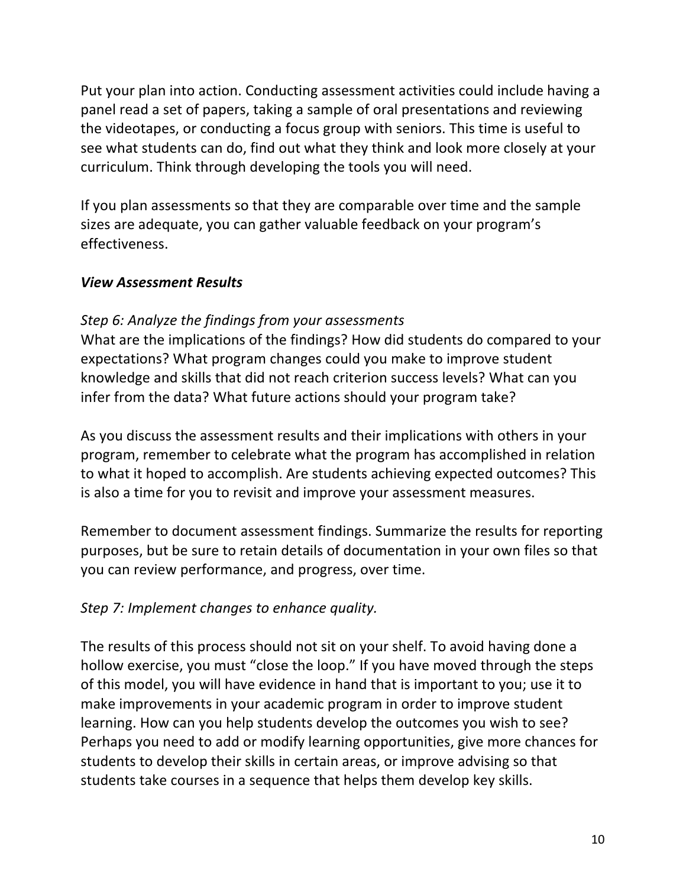Put your plan into action. Conducting assessment activities could include having a panel read a set of papers, taking a sample of oral presentations and reviewing the videotapes, or conducting a focus group with seniors. This time is useful to see what students can do, find out what they think and look more closely at your curriculum. Think through developing the tools you will need.

If you plan assessments so that they are comparable over time and the sample sizes are adequate, you can gather valuable feedback on your program's effectiveness.

***View Assessment Results***

*Step 6: Analyze the findings from your assessments*
What are the implications of the findings? How did students do compared to your expectations? What program changes could you make to improve student knowledge and skills that did not reach criterion success levels? What can you infer from the data? What future actions should your program take?

As you discuss the assessment results and their implications with others in your program, remember to celebrate what the program has accomplished in relation to what it hoped to accomplish. Are students achieving expected outcomes? This is also a time for you to revisit and improve your assessment measures.

Remember to document assessment findings. Summarize the results for reporting purposes, but be sure to retain details of documentation in your own files so that you can review performance, and progress, over time.

*Step 7: Implement changes to enhance quality.*

The results of this process should not sit on your shelf. To avoid having done a hollow exercise, you must "close the loop." If you have moved through the steps of this model, you will have evidence in hand that is important to you; use it to make improvements in your academic program in order to improve student learning. How can you help students develop the outcomes you wish to see? Perhaps you need to add or modify learning opportunities, give more chances for students to develop their skills in certain areas, or improve advising so that students take courses in a sequence that helps them develop key skills.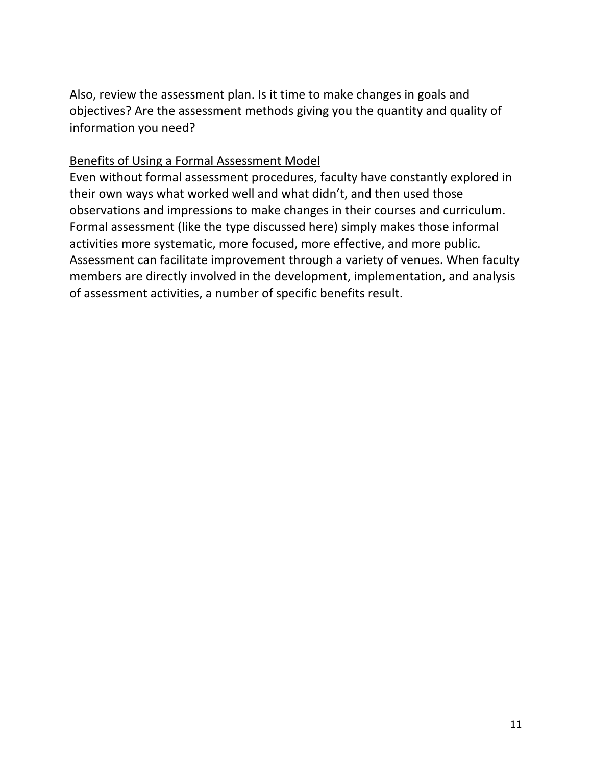Also, review the assessment plan. Is it time to make changes in goals and objectives? Are the assessment methods giving you the quantity and quality of information you need?

<u>Benefits of Using a Formal Assessment Model</u>

Even without formal assessment procedures, faculty have constantly explored in their own ways what worked well and what didn't, and then used those observations and impressions to make changes in their courses and curriculum. Formal assessment (like the type discussed here) simply makes those informal activities more systematic, more focused, more effective, and more public. Assessment can facilitate improvement through a variety of venues. When faculty members are directly involved in the development, implementation, and analysis of assessment activities, a number of specific benefits result.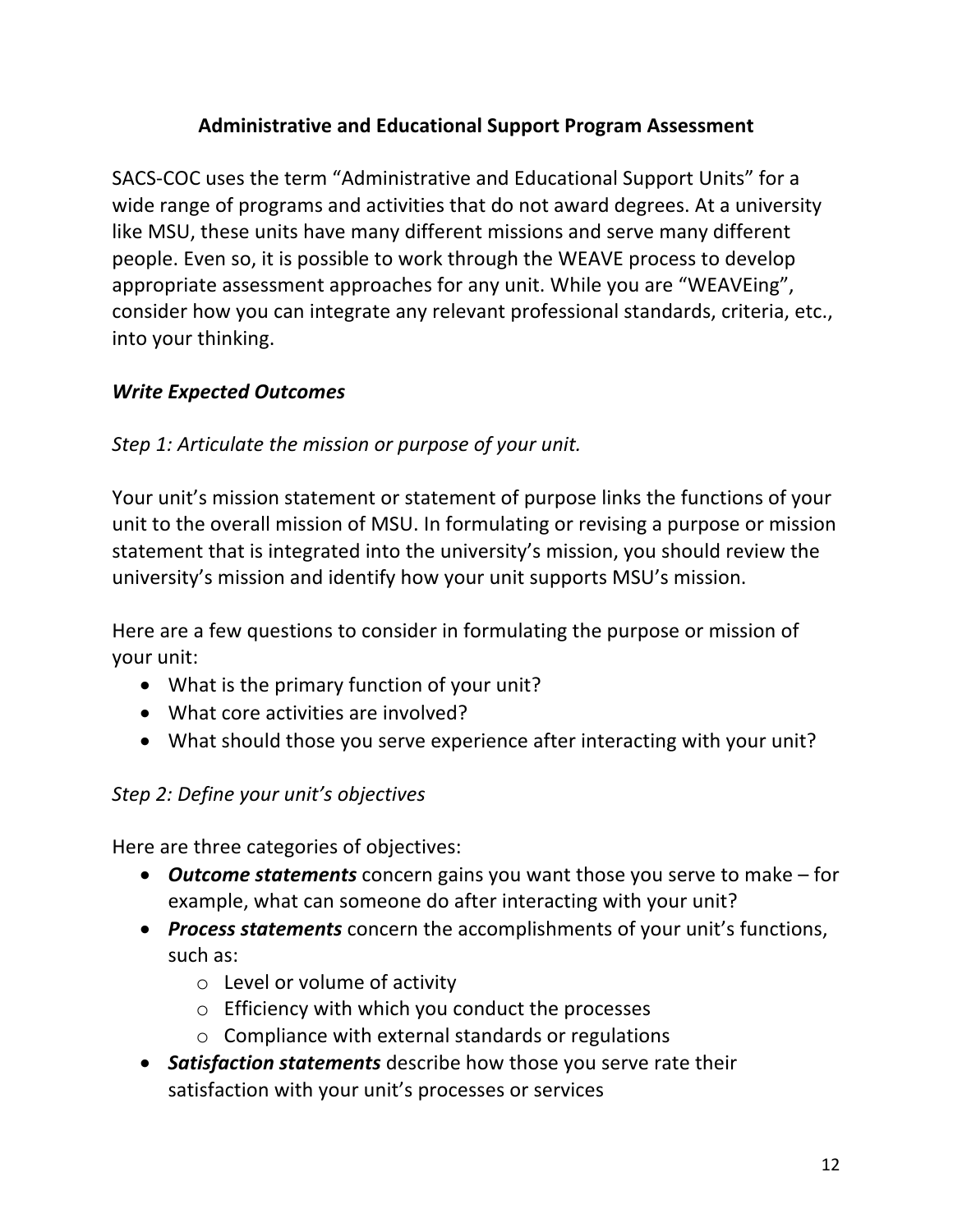## Administrative and Educational Support Program Assessment

SACS-COC uses the term "Administrative and Educational Support Units" for a wide range of programs and activities that do not award degrees. At a university like MSU, these units have many different missions and serve many different people. Even so, it is possible to work through the WEAVE process to develop appropriate assessment approaches for any unit. While you are "WEAVEing", consider how you can integrate any relevant professional standards, criteria, etc., into your thinking.

### *Write Expected Outcomes*

*Step 1: Articulate the mission or purpose of your unit.*

Your unit's mission statement or statement of purpose links the functions of your unit to the overall mission of MSU. In formulating or revising a purpose or mission statement that is integrated into the university's mission, you should review the university's mission and identify how your unit supports MSU's mission.

Here are a few questions to consider in formulating the purpose or mission of your unit:

- What is the primary function of your unit?
- What core activities are involved?
- What should those you serve experience after interacting with your unit?

*Step 2: Define your unit's objectives*

Here are three categories of objectives:

- ***Outcome statements*** concern gains you want those you serve to make – for example, what can someone do after interacting with your unit?
- ***Process statements*** concern the accomplishments of your unit's functions, such as:
  - Level or volume of activity
  - Efficiency with which you conduct the processes
  - Compliance with external standards or regulations
- ***Satisfaction statements*** describe how those you serve rate their satisfaction with your unit's processes or services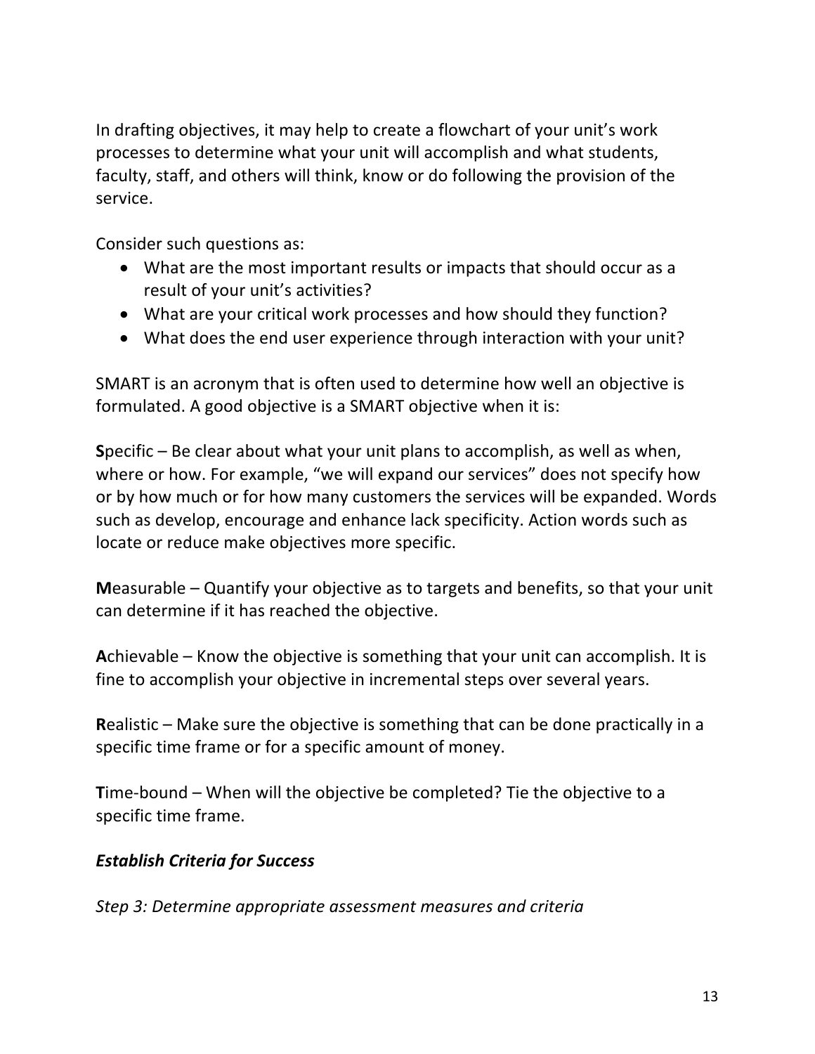In drafting objectives, it may help to create a flowchart of your unit's work processes to determine what your unit will accomplish and what students, faculty, staff, and others will think, know or do following the provision of the service.

Consider such questions as:

- What are the most important results or impacts that should occur as a result of your unit's activities?
- What are your critical work processes and how should they function?
- What does the end user experience through interaction with your unit?

SMART is an acronym that is often used to determine how well an objective is formulated. A good objective is a SMART objective when it is:

**S**pecific – Be clear about what your unit plans to accomplish, as well as when, where or how. For example, "we will expand our services" does not specify how or by how much or for how many customers the services will be expanded. Words such as develop, encourage and enhance lack specificity. Action words such as locate or reduce make objectives more specific.

**M**easurable – Quantify your objective as to targets and benefits, so that your unit can determine if it has reached the objective.

**A**chievable – Know the objective is something that your unit can accomplish. It is fine to accomplish your objective in incremental steps over several years.

**R**ealistic – Make sure the objective is something that can be done practically in a specific time frame or for a specific amount of money.

**T**ime-bound – When will the objective be completed? Tie the objective to a specific time frame.

***Establish Criteria for Success***

*Step 3: Determine appropriate assessment measures and criteria*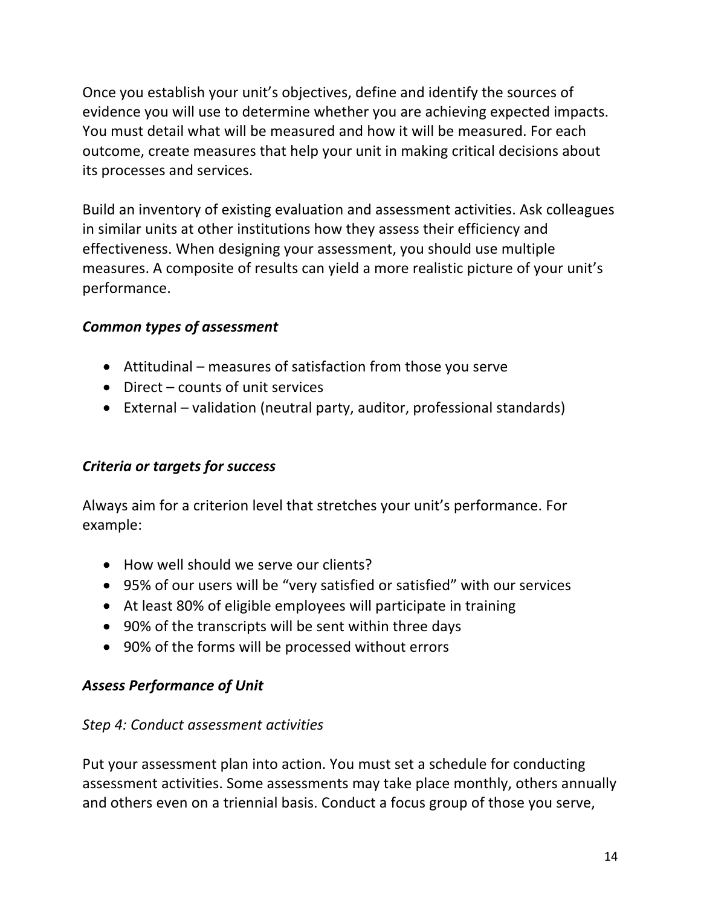Once you establish your unit's objectives, define and identify the sources of evidence you will use to determine whether you are achieving expected impacts. You must detail what will be measured and how it will be measured. For each outcome, create measures that help your unit in making critical decisions about its processes and services.

Build an inventory of existing evaluation and assessment activities. Ask colleagues in similar units at other institutions how they assess their efficiency and effectiveness. When designing your assessment, you should use multiple measures. A composite of results can yield a more realistic picture of your unit's performance.

***Common types of assessment***

- Attitudinal – measures of satisfaction from those you serve
- Direct – counts of unit services
- External – validation (neutral party, auditor, professional standards)

***Criteria or targets for success***

Always aim for a criterion level that stretches your unit's performance. For example:

- How well should we serve our clients?
- 95% of our users will be "very satisfied or satisfied" with our services
- At least 80% of eligible employees will participate in training
- 90% of the transcripts will be sent within three days
- 90% of the forms will be processed without errors

***Assess Performance of Unit***

*Step 4: Conduct assessment activities*

Put your assessment plan into action. You must set a schedule for conducting assessment activities. Some assessments may take place monthly, others annually and others even on a triennial basis. Conduct a focus group of those you serve,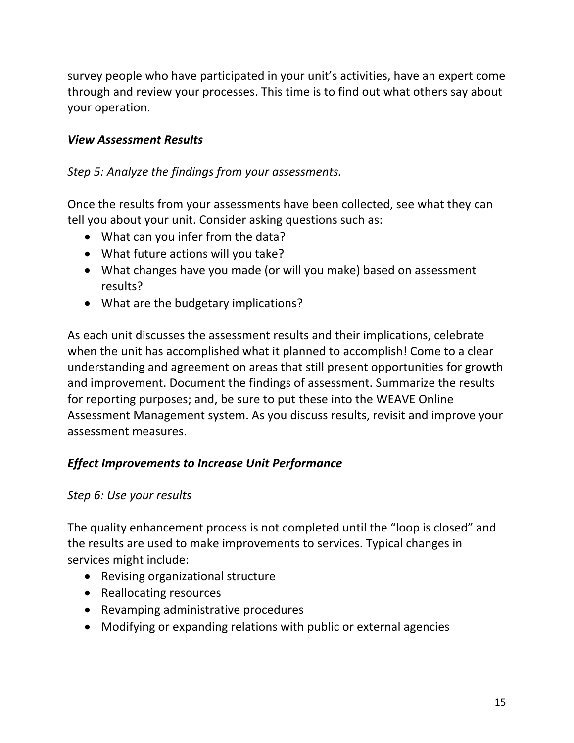survey people who have participated in your unit's activities, have an expert come through and review your processes. This time is to find out what others say about your operation.

### ***View Assessment Results***

*Step 5: Analyze the findings from your assessments.*

Once the results from your assessments have been collected, see what they can tell you about your unit. Consider asking questions such as:

- What can you infer from the data?
- What future actions will you take?
- What changes have you made (or will you make) based on assessment results?
- What are the budgetary implications?

As each unit discusses the assessment results and their implications, celebrate when the unit has accomplished what it planned to accomplish! Come to a clear understanding and agreement on areas that still present opportunities for growth and improvement. Document the findings of assessment. Summarize the results for reporting purposes; and, be sure to put these into the WEAVE Online Assessment Management system. As you discuss results, revisit and improve your assessment measures.

### ***Effect Improvements to Increase Unit Performance***

*Step 6: Use your results*

The quality enhancement process is not completed until the "loop is closed" and the results are used to make improvements to services. Typical changes in services might include:

- Revising organizational structure
- Reallocating resources
- Revamping administrative procedures
- Modifying or expanding relations with public or external agencies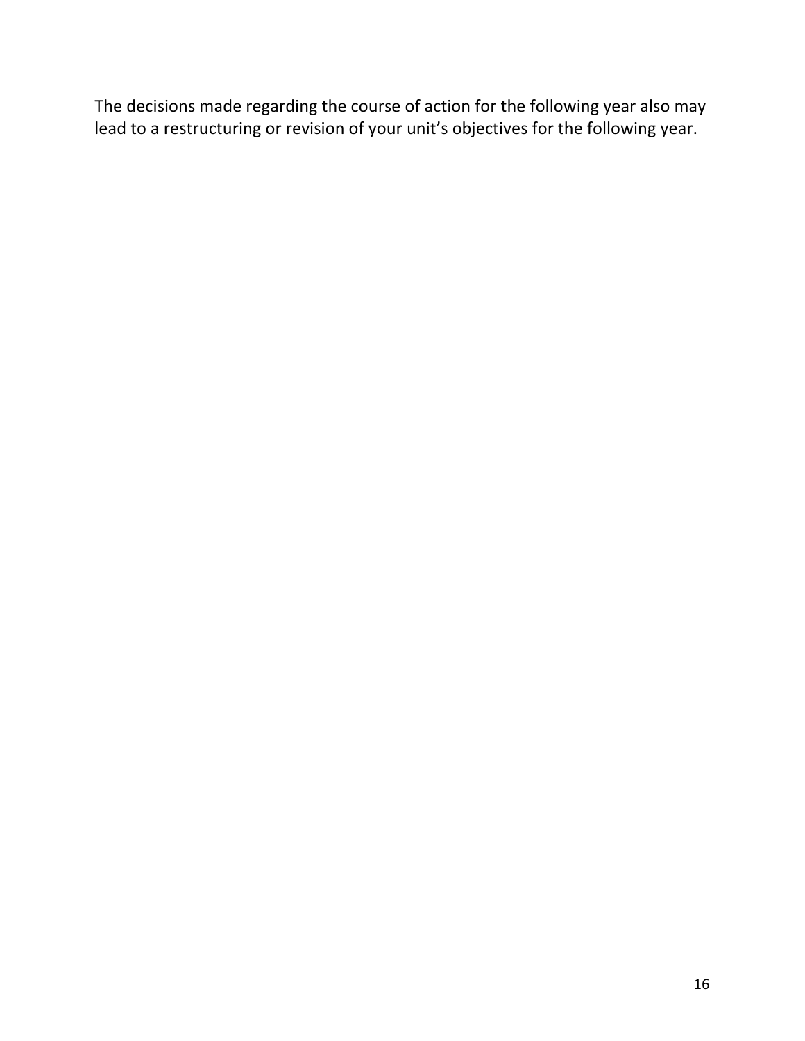The decisions made regarding the course of action for the following year also may lead to a restructuring or revision of your unit's objectives for the following year.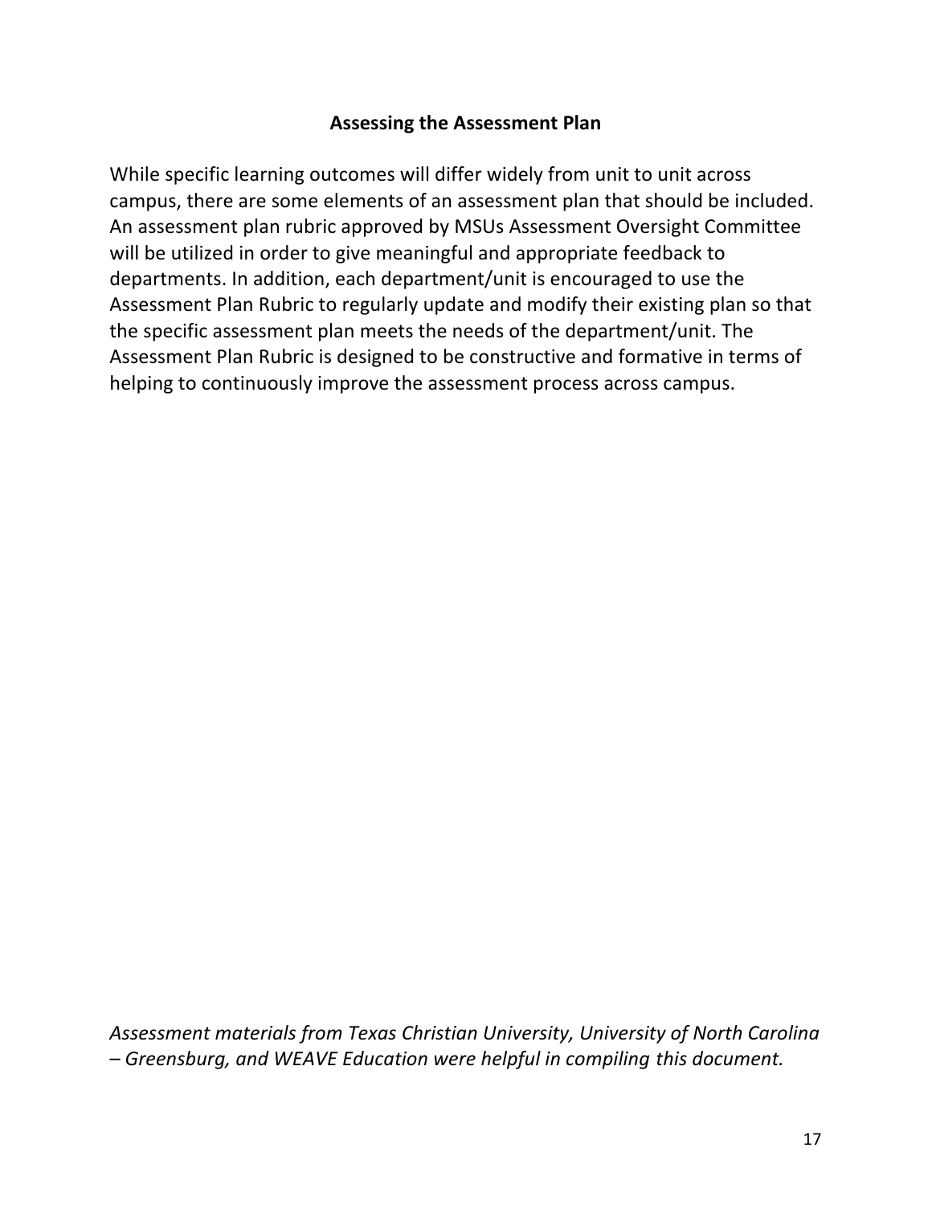## Assessing the Assessment Plan

While specific learning outcomes will differ widely from unit to unit across campus, there are some elements of an assessment plan that should be included. An assessment plan rubric approved by MSUs Assessment Oversight Committee will be utilized in order to give meaningful and appropriate feedback to departments. In addition, each department/unit is encouraged to use the Assessment Plan Rubric to regularly update and modify their existing plan so that the specific assessment plan meets the needs of the department/unit. The Assessment Plan Rubric is designed to be constructive and formative in terms of helping to continuously improve the assessment process across campus.

*Assessment materials from Texas Christian University, University of North Carolina – Greensburg, and WEAVE Education were helpful in compiling this document.*